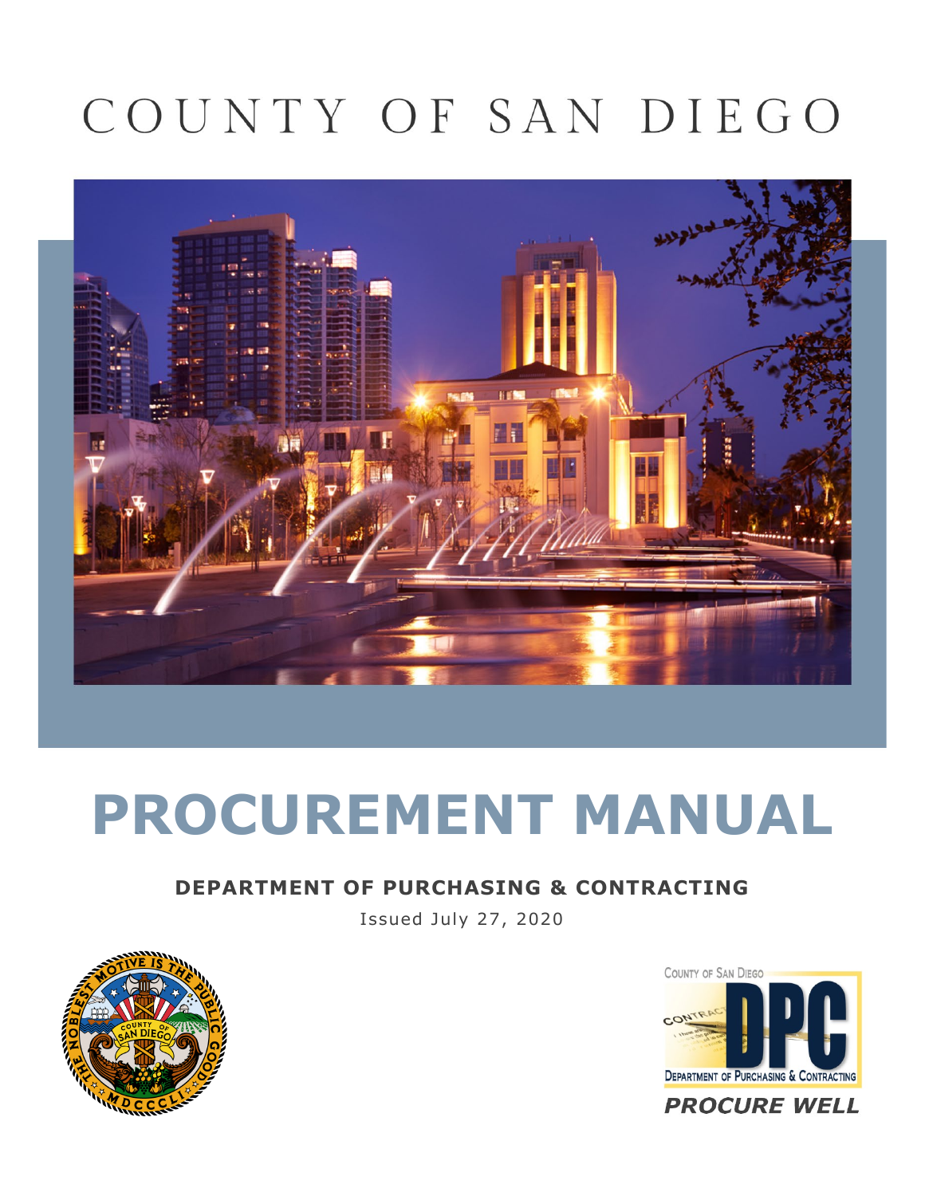# COUNTY OF SAN DIEGO

# PROCUREMENT MANUAL

**DEPARTMENT OF PURCHASING & CONTRACTING**

Issued July 27, 2020

***PROCURE WELL***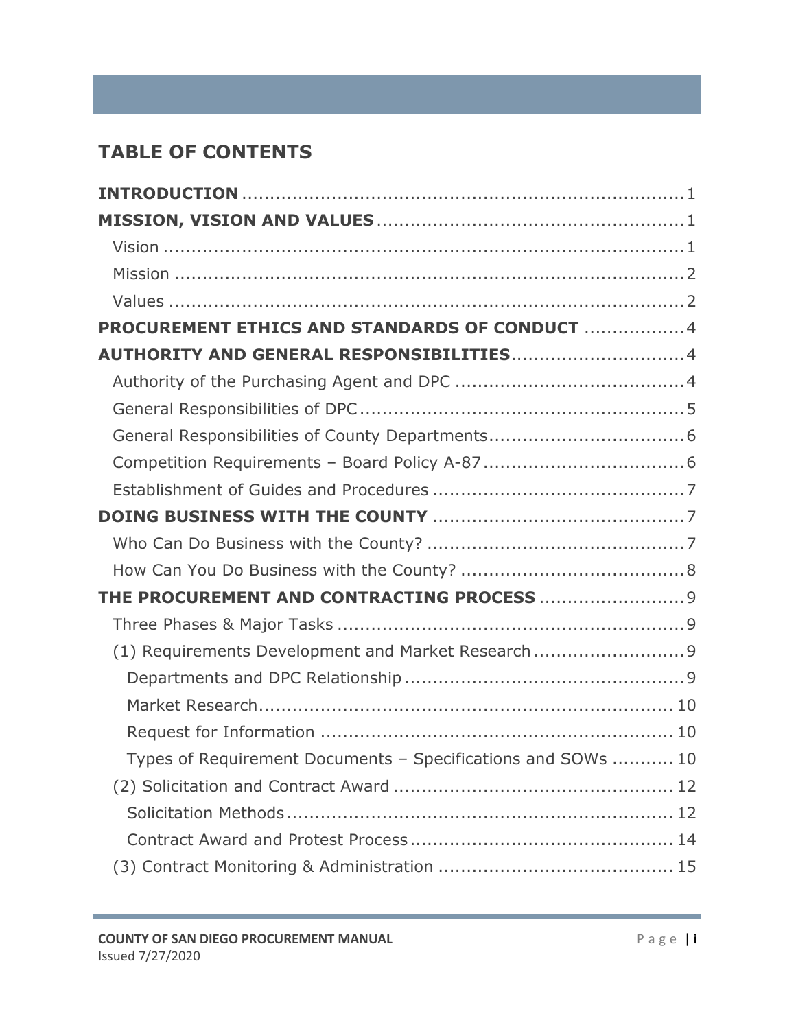## TABLE OF CONTENTS

**INTRODUCTION** ........ 1

**MISSION, VISION AND VALUES** ........ 1

- Vision ........ 1
- Mission ........ 2
- Values ........ 2

**PROCUREMENT ETHICS AND STANDARDS OF CONDUCT** ........ 4

**AUTHORITY AND GENERAL RESPONSIBILITIES** ........ 4

- Authority of the Purchasing Agent and DPC ........ 4
- General Responsibilities of DPC ........ 5
- General Responsibilities of County Departments ........ 6
- Competition Requirements – Board Policy A-87 ........ 6
- Establishment of Guides and Procedures ........ 7

**DOING BUSINESS WITH THE COUNTY** ........ 7

- Who Can Do Business with the County? ........ 7
- How Can You Do Business with the County? ........ 8

**THE PROCUREMENT AND CONTRACTING PROCESS** ........ 9

- Three Phases & Major Tasks ........ 9
- (1) Requirements Development and Market Research ........ 9
  - Departments and DPC Relationship ........ 9
  - Market Research ........ 10
  - Request for Information ........ 10
  - Types of Requirement Documents – Specifications and SOWs ........ 10
- (2) Solicitation and Contract Award ........ 12
  - Solicitation Methods ........ 12
  - Contract Award and Protest Process ........ 14
- (3) Contract Monitoring & Administration ........ 15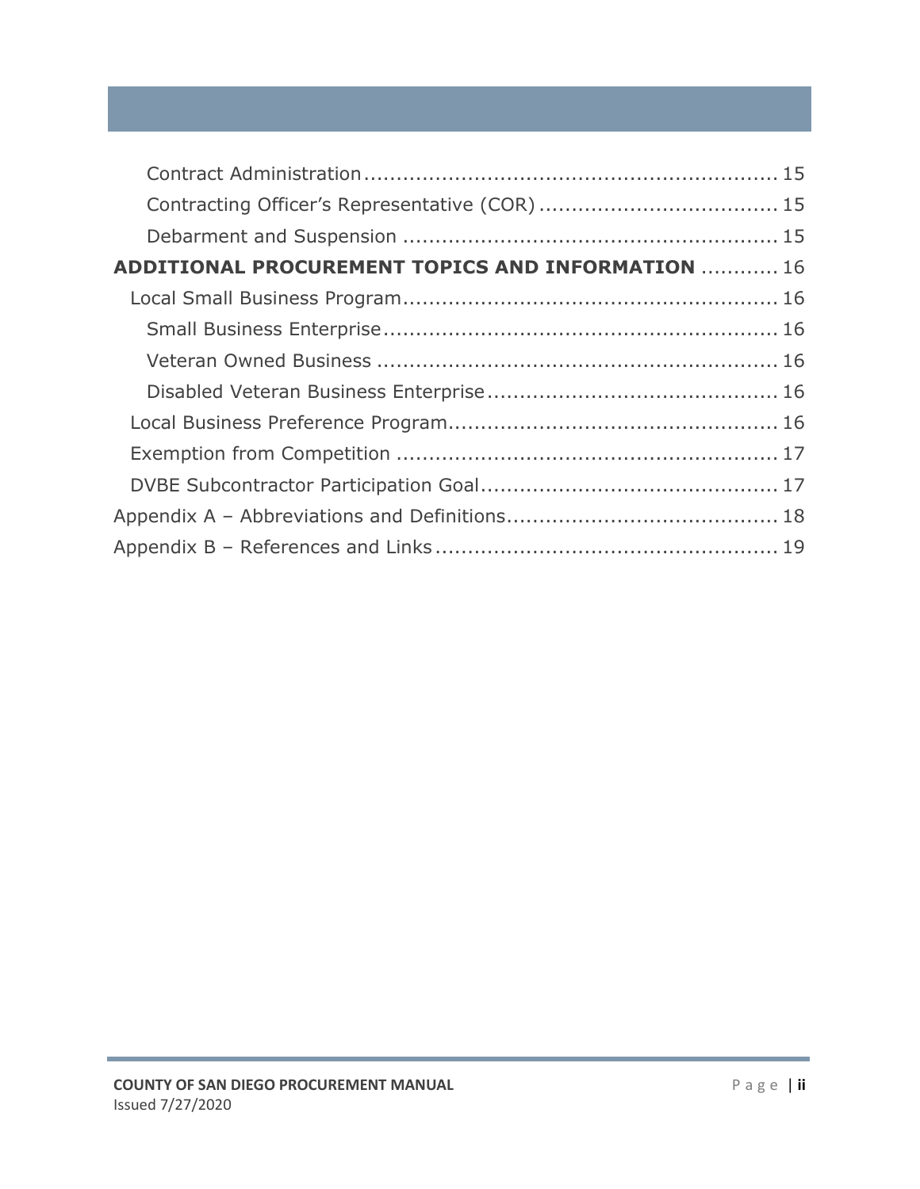Contract Administration ............................................................ 15

Contracting Officer's Representative (COR) .................................... 15

Debarment and Suspension ...................................................... 15

**ADDITIONAL PROCUREMENT TOPICS AND INFORMATION** ............ 16

Local Small Business Program ...................................................... 16

Small Business Enterprise .......................................................... 16

Veteran Owned Business ............................................................ 16

Disabled Veteran Business Enterprise ............................................ 16

Local Business Preference Program ................................................ 16

Exemption from Competition ........................................................ 17

DVBE Subcontractor Participation Goal ............................................ 17

Appendix A – Abbreviations and Definitions ........................................ 18

Appendix B – References and Links .................................................. 19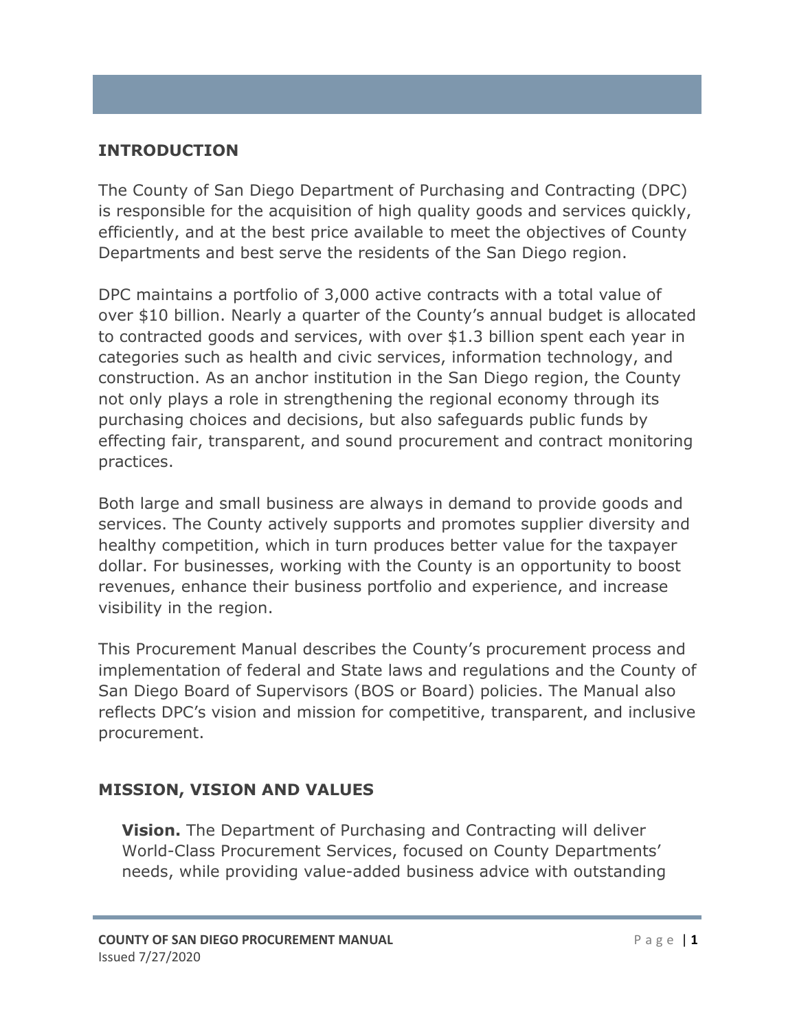## INTRODUCTION

The County of San Diego Department of Purchasing and Contracting (DPC) is responsible for the acquisition of high quality goods and services quickly, efficiently, and at the best price available to meet the objectives of County Departments and best serve the residents of the San Diego region.

DPC maintains a portfolio of 3,000 active contracts with a total value of over $10 billion. Nearly a quarter of the County's annual budget is allocated to contracted goods and services, with over $1.3 billion spent each year in categories such as health and civic services, information technology, and construction. As an anchor institution in the San Diego region, the County not only plays a role in strengthening the regional economy through its purchasing choices and decisions, but also safeguards public funds by effecting fair, transparent, and sound procurement and contract monitoring practices.

Both large and small business are always in demand to provide goods and services. The County actively supports and promotes supplier diversity and healthy competition, which in turn produces better value for the taxpayer dollar. For businesses, working with the County is an opportunity to boost revenues, enhance their business portfolio and experience, and increase visibility in the region.

This Procurement Manual describes the County's procurement process and implementation of federal and State laws and regulations and the County of San Diego Board of Supervisors (BOS or Board) policies. The Manual also reflects DPC's vision and mission for competitive, transparent, and inclusive procurement.

## MISSION, VISION AND VALUES

**Vision.** The Department of Purchasing and Contracting will deliver World-Class Procurement Services, focused on County Departments' needs, while providing value-added business advice with outstanding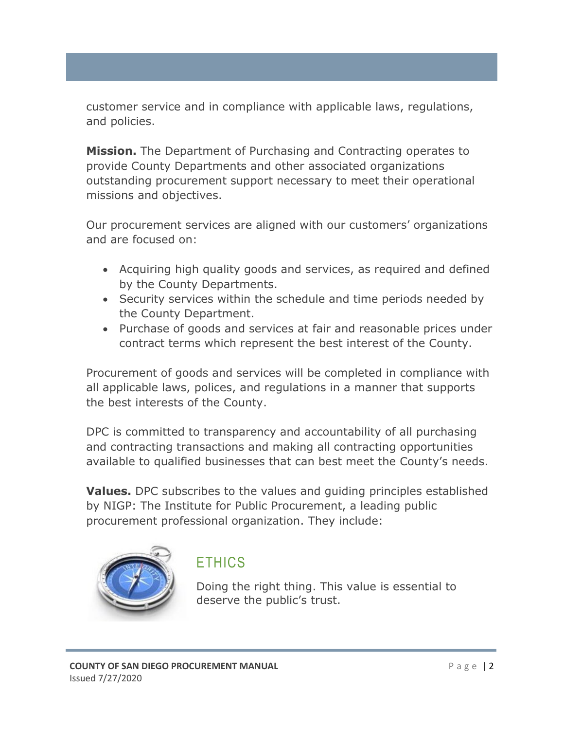customer service and in compliance with applicable laws, regulations, and policies.

**Mission.** The Department of Purchasing and Contracting operates to provide County Departments and other associated organizations outstanding procurement support necessary to meet their operational missions and objectives.

Our procurement services are aligned with our customers' organizations and are focused on:

- Acquiring high quality goods and services, as required and defined by the County Departments.
- Security services within the schedule and time periods needed by the County Department.
- Purchase of goods and services at fair and reasonable prices under contract terms which represent the best interest of the County.

Procurement of goods and services will be completed in compliance with all applicable laws, polices, and regulations in a manner that supports the best interests of the County.

DPC is committed to transparency and accountability of all purchasing and contracting transactions and making all contracting opportunities available to qualified businesses that can best meet the County's needs.

**Values.** DPC subscribes to the values and guiding principles established by NIGP: The Institute for Public Procurement, a leading public procurement professional organization. They include:

## ETHICS

Doing the right thing. This value is essential to deserve the public's trust.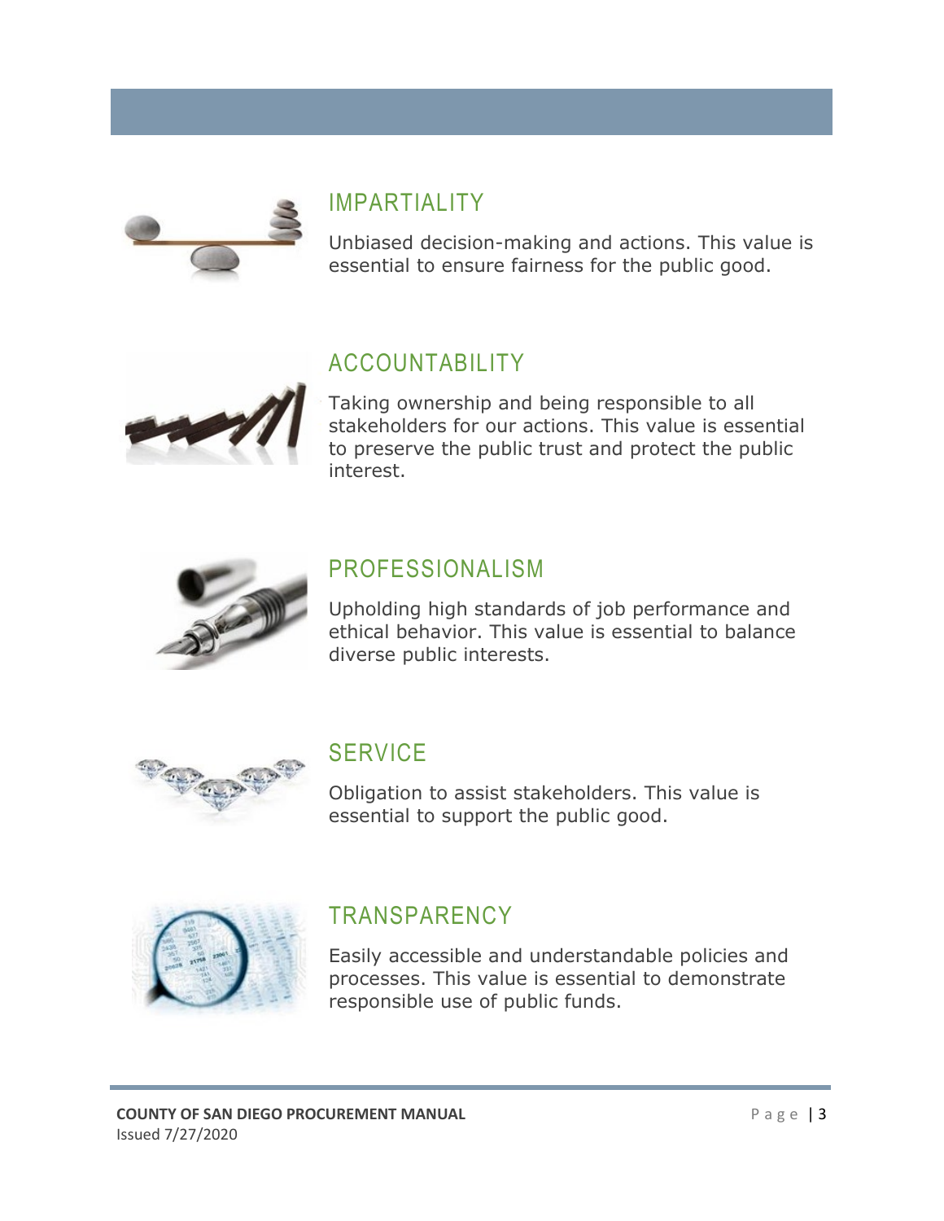## IMPARTIALITY

Unbiased decision-making and actions. This value is essential to ensure fairness for the public good.

## ACCOUNTABILITY

Taking ownership and being responsible to all stakeholders for our actions. This value is essential to preserve the public trust and protect the public interest.

## PROFESSIONALISM

Upholding high standards of job performance and ethical behavior. This value is essential to balance diverse public interests.

## SERVICE

Obligation to assist stakeholders. This value is essential to support the public good.

## TRANSPARENCY

Easily accessible and understandable policies and processes. This value is essential to demonstrate responsible use of public funds.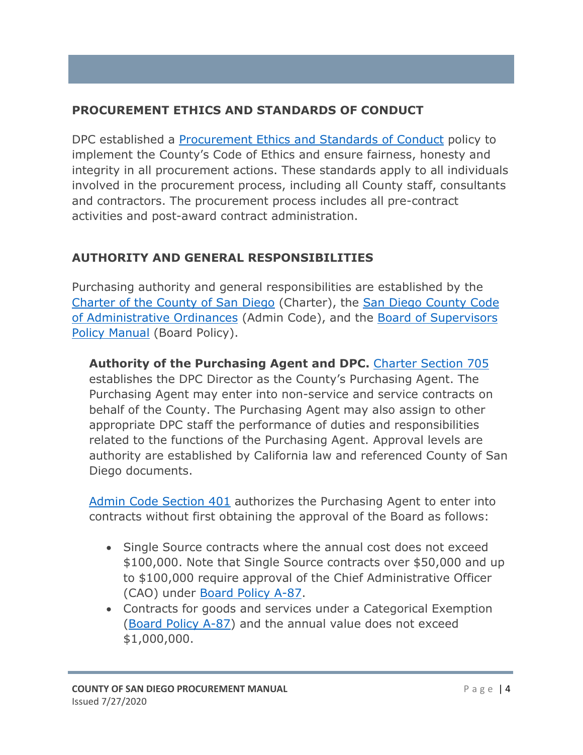## PROCUREMENT ETHICS AND STANDARDS OF CONDUCT

DPC established a [Procurement Ethics and Standards of Conduct] policy to implement the County's Code of Ethics and ensure fairness, honesty and integrity in all procurement actions. These standards apply to all individuals involved in the procurement process, including all County staff, consultants and contractors. The procurement process includes all pre-contract activities and post-award contract administration.

## AUTHORITY AND GENERAL RESPONSIBILITIES

Purchasing authority and general responsibilities are established by the Charter of the County of San Diego (Charter), the San Diego County Code of Administrative Ordinances (Admin Code), and the Board of Supervisors Policy Manual (Board Policy).

**Authority of the Purchasing Agent and DPC.** Charter Section 705 establishes the DPC Director as the County's Purchasing Agent. The Purchasing Agent may enter into non-service and service contracts on behalf of the County. The Purchasing Agent may also assign to other appropriate DPC staff the performance of duties and responsibilities related to the functions of the Purchasing Agent. Approval levels are authority are established by California law and referenced County of San Diego documents.

Admin Code Section 401 authorizes the Purchasing Agent to enter into contracts without first obtaining the approval of the Board as follows:

- Single Source contracts where the annual cost does not exceed $100,000. Note that Single Source contracts over $50,000 and up to $100,000 require approval of the Chief Administrative Officer (CAO) under Board Policy A-87.
- Contracts for goods and services under a Categorical Exemption (Board Policy A-87) and the annual value does not exceed $1,000,000.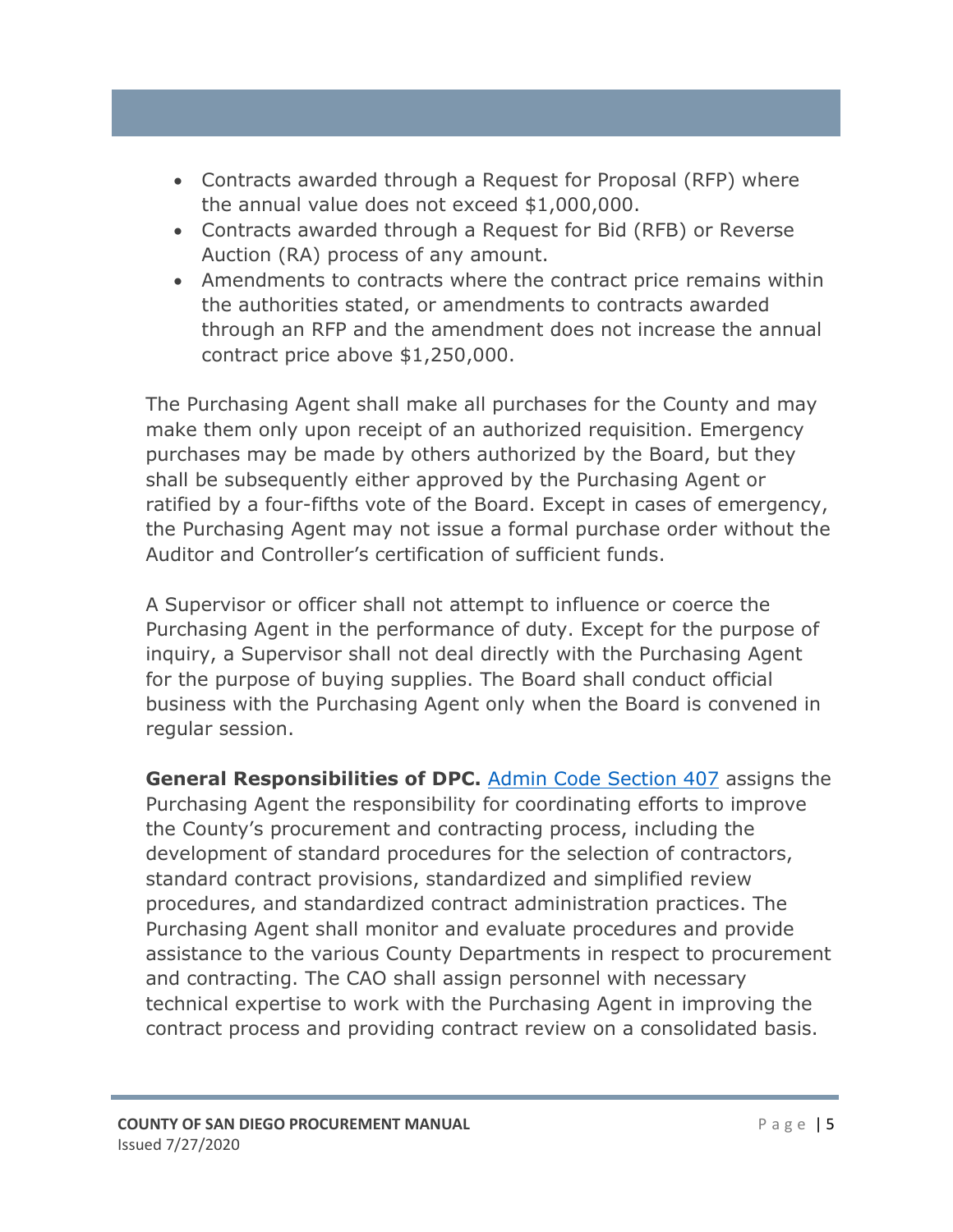- Contracts awarded through a Request for Proposal (RFP) where the annual value does not exceed $1,000,000.
- Contracts awarded through a Request for Bid (RFB) or Reverse Auction (RA) process of any amount.
- Amendments to contracts where the contract price remains within the authorities stated, or amendments to contracts awarded through an RFP and the amendment does not increase the annual contract price above $1,250,000.

The Purchasing Agent shall make all purchases for the County and may make them only upon receipt of an authorized requisition. Emergency purchases may be made by others authorized by the Board, but they shall be subsequently either approved by the Purchasing Agent or ratified by a four-fifths vote of the Board. Except in cases of emergency, the Purchasing Agent may not issue a formal purchase order without the Auditor and Controller's certification of sufficient funds.

A Supervisor or officer shall not attempt to influence or coerce the Purchasing Agent in the performance of duty. Except for the purpose of inquiry, a Supervisor shall not deal directly with the Purchasing Agent for the purpose of buying supplies. The Board shall conduct official business with the Purchasing Agent only when the Board is convened in regular session.

**General Responsibilities of DPC.** Admin Code Section 407 assigns the Purchasing Agent the responsibility for coordinating efforts to improve the County's procurement and contracting process, including the development of standard procedures for the selection of contractors, standard contract provisions, standardized and simplified review procedures, and standardized contract administration practices. The Purchasing Agent shall monitor and evaluate procedures and provide assistance to the various County Departments in respect to procurement and contracting. The CAO shall assign personnel with necessary technical expertise to work with the Purchasing Agent in improving the contract process and providing contract review on a consolidated basis.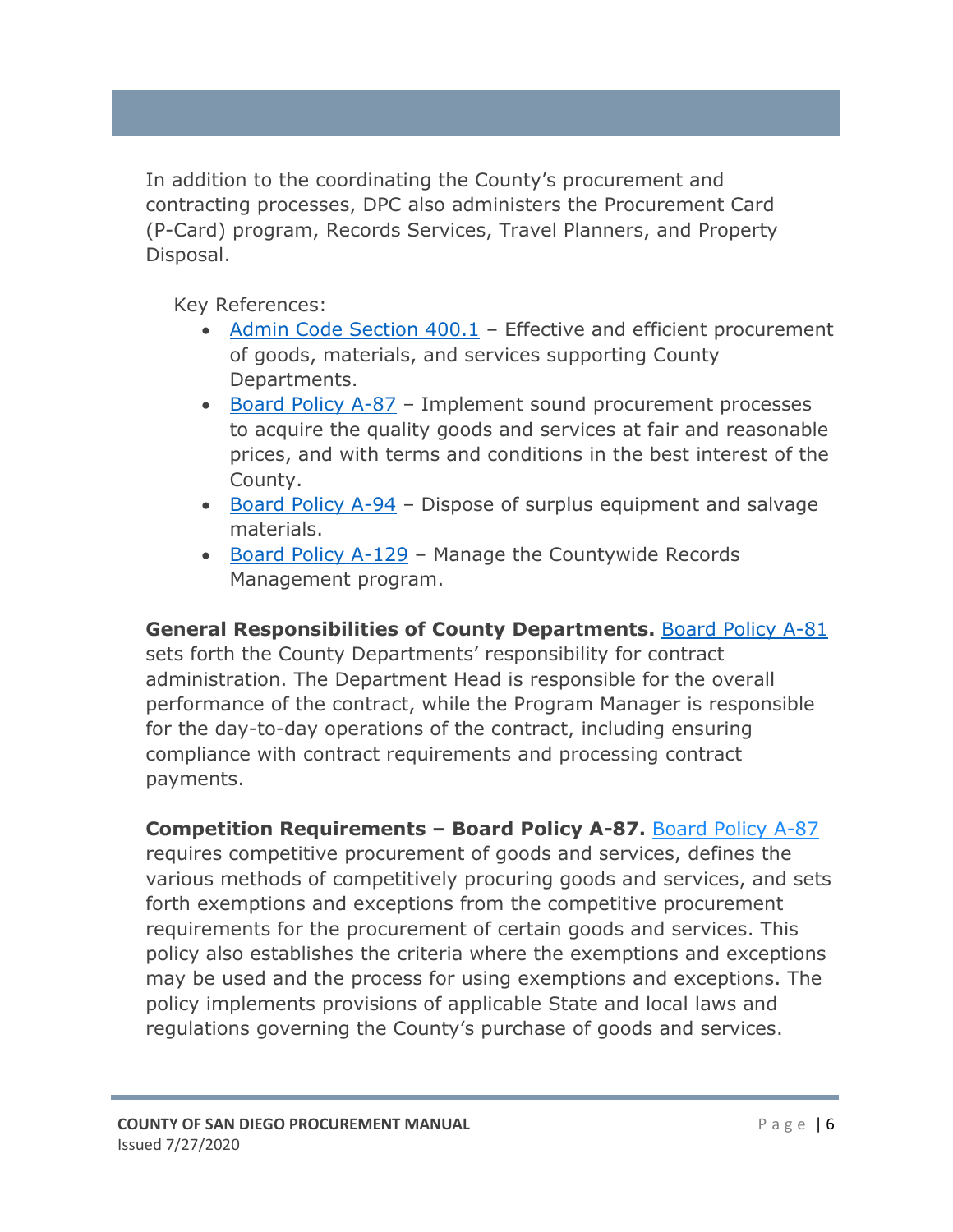In addition to the coordinating the County's procurement and contracting processes, DPC also administers the Procurement Card (P-Card) program, Records Services, Travel Planners, and Property Disposal.

Key References:

- Admin Code Section 400.1 – Effective and efficient procurement of goods, materials, and services supporting County Departments.
- Board Policy A-87 – Implement sound procurement processes to acquire the quality goods and services at fair and reasonable prices, and with terms and conditions in the best interest of the County.
- Board Policy A-94 – Dispose of surplus equipment and salvage materials.
- Board Policy A-129 – Manage the Countywide Records Management program.

**General Responsibilities of County Departments.** Board Policy A-81 sets forth the County Departments' responsibility for contract administration. The Department Head is responsible for the overall performance of the contract, while the Program Manager is responsible for the day-to-day operations of the contract, including ensuring compliance with contract requirements and processing contract payments.

**Competition Requirements – Board Policy A-87.** Board Policy A-87 requires competitive procurement of goods and services, defines the various methods of competitively procuring goods and services, and sets forth exemptions and exceptions from the competitive procurement requirements for the procurement of certain goods and services. This policy also establishes the criteria where the exemptions and exceptions may be used and the process for using exemptions and exceptions. The policy implements provisions of applicable State and local laws and regulations governing the County's purchase of goods and services.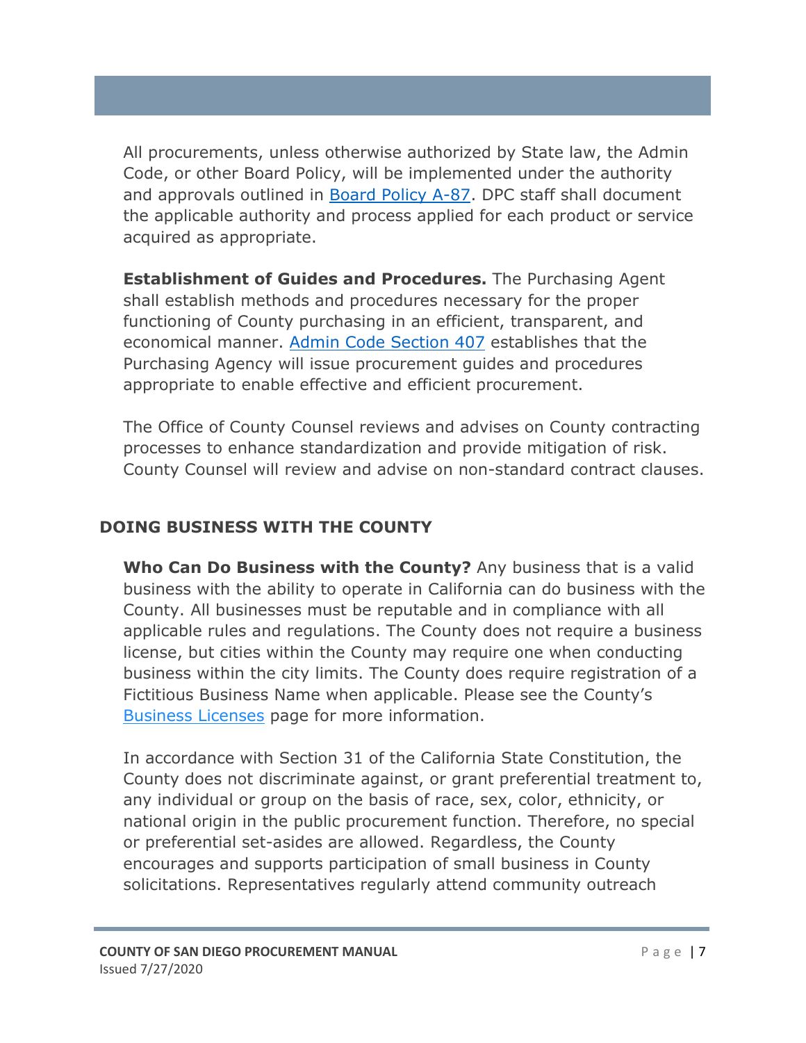All procurements, unless otherwise authorized by State law, the Admin Code, or other Board Policy, will be implemented under the authority and approvals outlined in [Board Policy A-87](). DPC staff shall document the applicable authority and process applied for each product or service acquired as appropriate.

**Establishment of Guides and Procedures.** The Purchasing Agent shall establish methods and procedures necessary for the proper functioning of County purchasing in an efficient, transparent, and economical manner. [Admin Code Section 407]() establishes that the Purchasing Agency will issue procurement guides and procedures appropriate to enable effective and efficient procurement.

The Office of County Counsel reviews and advises on County contracting processes to enhance standardization and provide mitigation of risk. County Counsel will review and advise on non-standard contract clauses.

## DOING BUSINESS WITH THE COUNTY

**Who Can Do Business with the County?** Any business that is a valid business with the ability to operate in California can do business with the County. All businesses must be reputable and in compliance with all applicable rules and regulations. The County does not require a business license, but cities within the County may require one when conducting business within the city limits. The County does require registration of a Fictitious Business Name when applicable. Please see the County's [Business Licenses]() page for more information.

In accordance with Section 31 of the California State Constitution, the County does not discriminate against, or grant preferential treatment to, any individual or group on the basis of race, sex, color, ethnicity, or national origin in the public procurement function. Therefore, no special or preferential set-asides are allowed. Regardless, the County encourages and supports participation of small business in County solicitations. Representatives regularly attend community outreach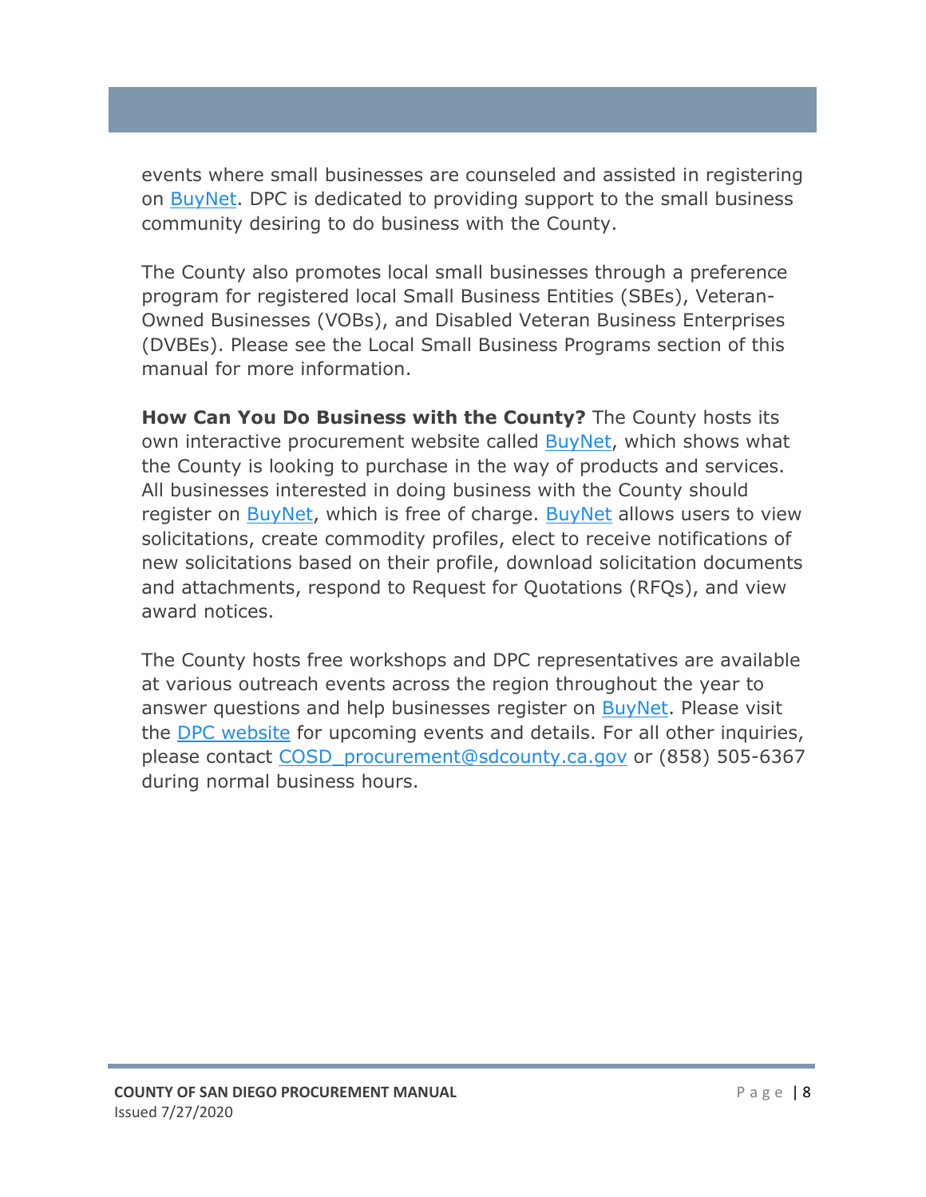events where small businesses are counseled and assisted in registering on BuyNet. DPC is dedicated to providing support to the small business community desiring to do business with the County.

The County also promotes local small businesses through a preference program for registered local Small Business Entities (SBEs), Veteran-Owned Businesses (VOBs), and Disabled Veteran Business Enterprises (DVBEs). Please see the Local Small Business Programs section of this manual for more information.

**How Can You Do Business with the County?** The County hosts its own interactive procurement website called BuyNet, which shows what the County is looking to purchase in the way of products and services. All businesses interested in doing business with the County should register on BuyNet, which is free of charge. BuyNet allows users to view solicitations, create commodity profiles, elect to receive notifications of new solicitations based on their profile, download solicitation documents and attachments, respond to Request for Quotations (RFQs), and view award notices.

The County hosts free workshops and DPC representatives are available at various outreach events across the region throughout the year to answer questions and help businesses register on BuyNet. Please visit the DPC website for upcoming events and details. For all other inquiries, please contact COSD_procurement@sdcounty.ca.gov or (858) 505-6367 during normal business hours.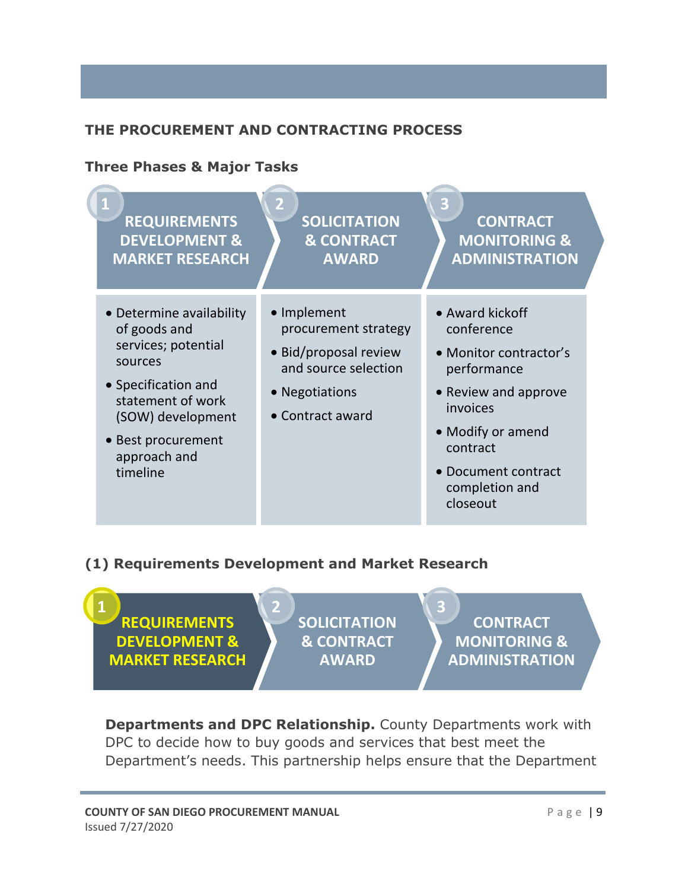## THE PROCUREMENT AND CONTRACTING PROCESS

### Three Phases & Major Tasks

| 1 REQUIREMENTS DEVELOPMENT & MARKET RESEARCH | 2 SOLICITATION & CONTRACT AWARD | 3 CONTRACT MONITORING & ADMINISTRATION |
|---|---|---|
| • Determine availability of goods and services; potential sources<br>• Specification and statement of work (SOW) development<br>• Best procurement approach and timeline | • Implement procurement strategy<br>• Bid/proposal review and source selection<br>• Negotiations<br>• Contract award | • Award kickoff conference<br>• Monitor contractor's performance<br>• Review and approve invoices<br>• Modify or amend contract<br>• Document contract completion and closeout |

### (1) Requirements Development and Market Research

**1 REQUIREMENTS DEVELOPMENT & MARKET RESEARCH** → 2 SOLICITATION & CONTRACT AWARD → 3 CONTRACT MONITORING & ADMINISTRATION

**Departments and DPC Relationship.** County Departments work with DPC to decide how to buy goods and services that best meet the Department's needs. This partnership helps ensure that the Department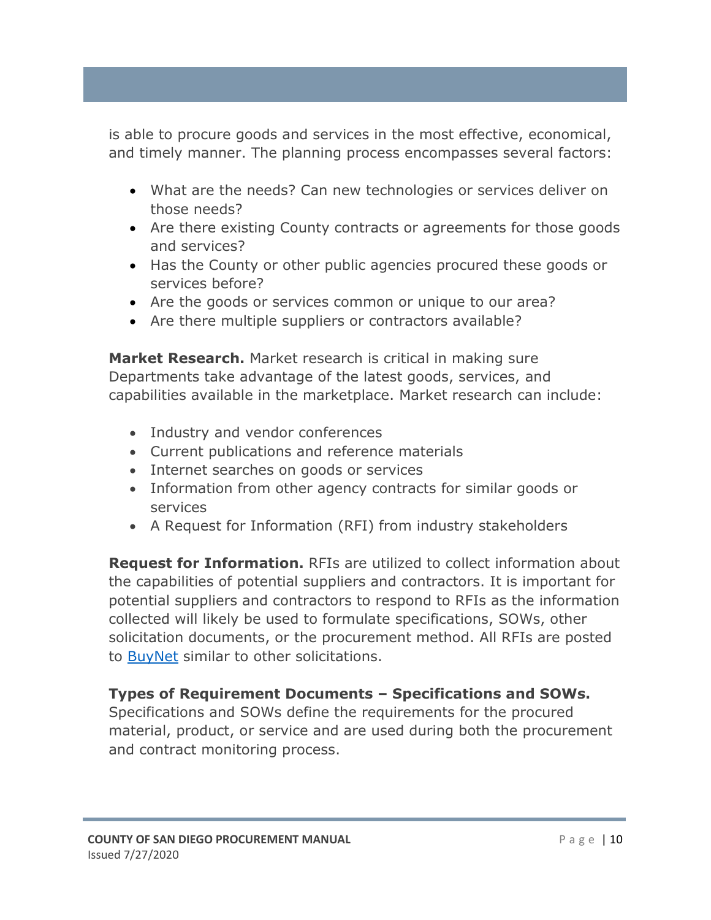is able to procure goods and services in the most effective, economical, and timely manner. The planning process encompasses several factors:

- What are the needs? Can new technologies or services deliver on those needs?
- Are there existing County contracts or agreements for those goods and services?
- Has the County or other public agencies procured these goods or services before?
- Are the goods or services common or unique to our area?
- Are there multiple suppliers or contractors available?

**Market Research.** Market research is critical in making sure Departments take advantage of the latest goods, services, and capabilities available in the marketplace. Market research can include:

- Industry and vendor conferences
- Current publications and reference materials
- Internet searches on goods or services
- Information from other agency contracts for similar goods or services
- A Request for Information (RFI) from industry stakeholders

**Request for Information.** RFIs are utilized to collect information about the capabilities of potential suppliers and contractors. It is important for potential suppliers and contractors to respond to RFIs as the information collected will likely be used to formulate specifications, SOWs, other solicitation documents, or the procurement method. All RFIs are posted to BuyNet similar to other solicitations.

**Types of Requirement Documents – Specifications and SOWs.** Specifications and SOWs define the requirements for the procured material, product, or service and are used during both the procurement and contract monitoring process.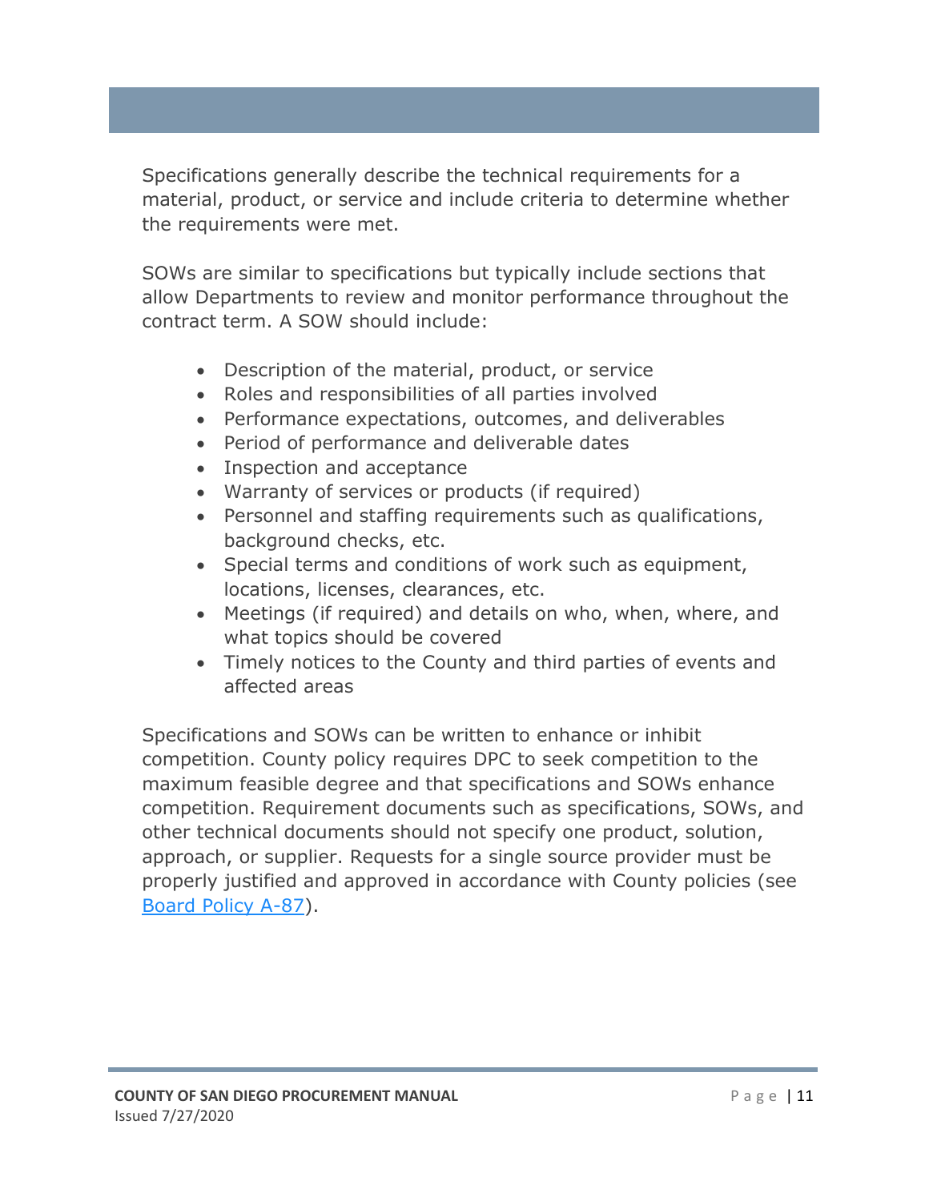Specifications generally describe the technical requirements for a material, product, or service and include criteria to determine whether the requirements were met.

SOWs are similar to specifications but typically include sections that allow Departments to review and monitor performance throughout the contract term. A SOW should include:

- Description of the material, product, or service
- Roles and responsibilities of all parties involved
- Performance expectations, outcomes, and deliverables
- Period of performance and deliverable dates
- Inspection and acceptance
- Warranty of services or products (if required)
- Personnel and staffing requirements such as qualifications, background checks, etc.
- Special terms and conditions of work such as equipment, locations, licenses, clearances, etc.
- Meetings (if required) and details on who, when, where, and what topics should be covered
- Timely notices to the County and third parties of events and affected areas

Specifications and SOWs can be written to enhance or inhibit competition. County policy requires DPC to seek competition to the maximum feasible degree and that specifications and SOWs enhance competition. Requirement documents such as specifications, SOWs, and other technical documents should not specify one product, solution, approach, or supplier. Requests for a single source provider must be properly justified and approved in accordance with County policies (see Board Policy A-87).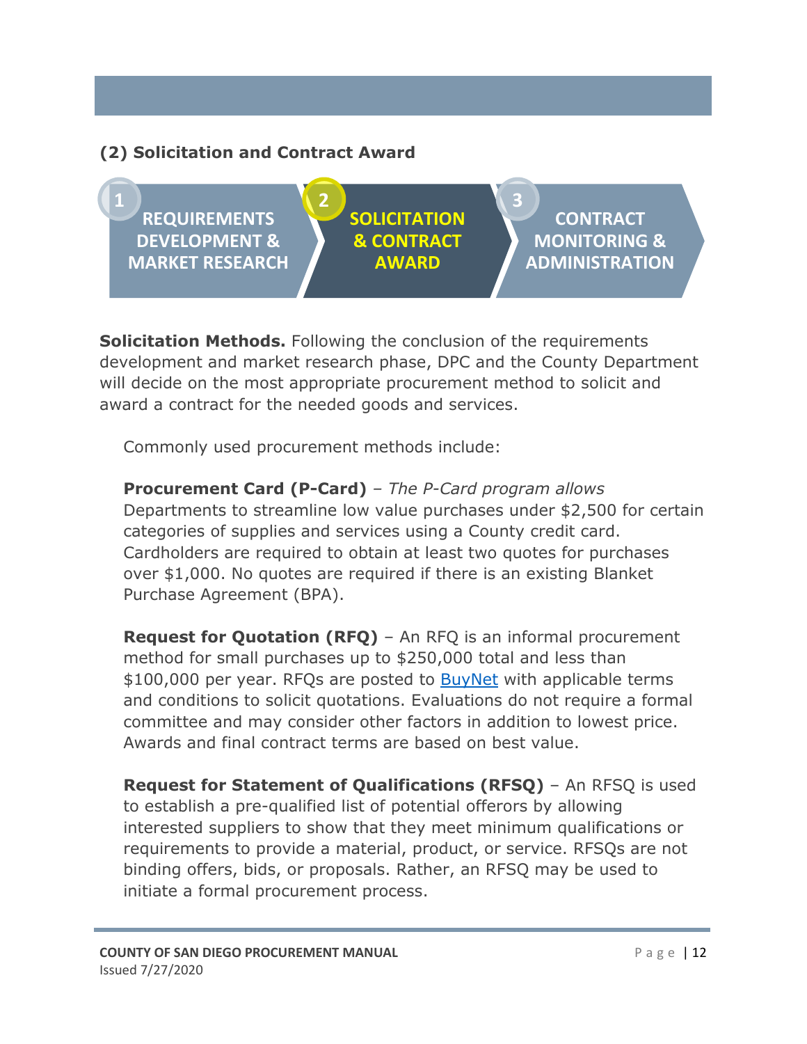### (2) Solicitation and Contract Award

1. REQUIREMENTS DEVELOPMENT & MARKET RESEARCH
2. SOLICITATION & CONTRACT AWARD
3. CONTRACT MONITORING & ADMINISTRATION

**Solicitation Methods.** Following the conclusion of the requirements development and market research phase, DPC and the County Department will decide on the most appropriate procurement method to solicit and award a contract for the needed goods and services.

Commonly used procurement methods include:

**Procurement Card (P-Card)** – *The P-Card program allows* Departments to streamline low value purchases under $2,500 for certain categories of supplies and services using a County credit card. Cardholders are required to obtain at least two quotes for purchases over $1,000. No quotes are required if there is an existing Blanket Purchase Agreement (BPA).

**Request for Quotation (RFQ)** – An RFQ is an informal procurement method for small purchases up to $250,000 total and less than $100,000 per year. RFQs are posted to BuyNet with applicable terms and conditions to solicit quotations. Evaluations do not require a formal committee and may consider other factors in addition to lowest price. Awards and final contract terms are based on best value.

**Request for Statement of Qualifications (RFSQ)** – An RFSQ is used to establish a pre-qualified list of potential offerors by allowing interested suppliers to show that they meet minimum qualifications or requirements to provide a material, product, or service. RFSQs are not binding offers, bids, or proposals. Rather, an RFSQ may be used to initiate a formal procurement process.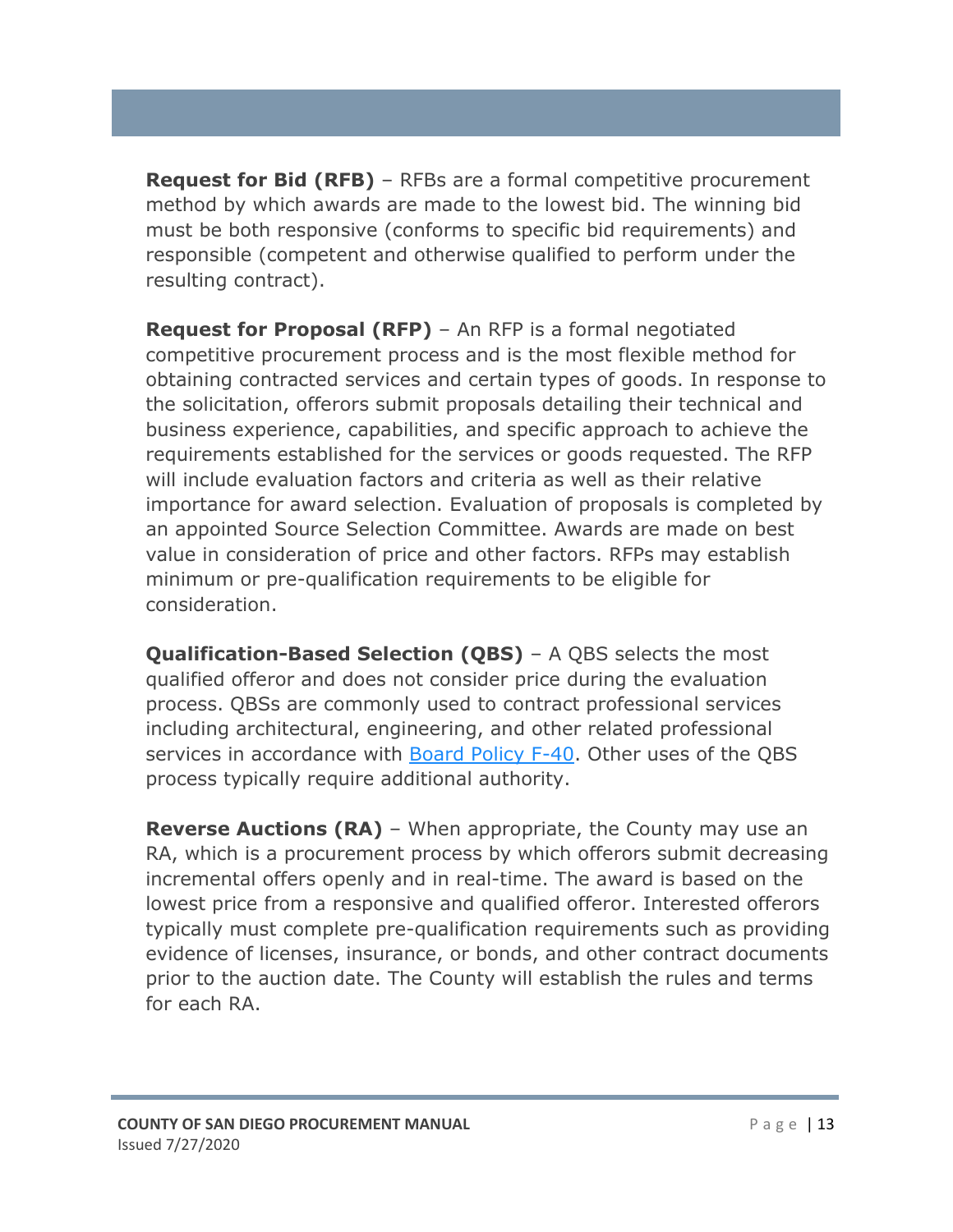**Request for Bid (RFB)** – RFBs are a formal competitive procurement method by which awards are made to the lowest bid. The winning bid must be both responsive (conforms to specific bid requirements) and responsible (competent and otherwise qualified to perform under the resulting contract).

**Request for Proposal (RFP)** – An RFP is a formal negotiated competitive procurement process and is the most flexible method for obtaining contracted services and certain types of goods. In response to the solicitation, offerors submit proposals detailing their technical and business experience, capabilities, and specific approach to achieve the requirements established for the services or goods requested. The RFP will include evaluation factors and criteria as well as their relative importance for award selection. Evaluation of proposals is completed by an appointed Source Selection Committee. Awards are made on best value in consideration of price and other factors. RFPs may establish minimum or pre-qualification requirements to be eligible for consideration.

**Qualification-Based Selection (QBS)** – A QBS selects the most qualified offeror and does not consider price during the evaluation process. QBSs are commonly used to contract professional services including architectural, engineering, and other related professional services in accordance with Board Policy F-40. Other uses of the QBS process typically require additional authority.

**Reverse Auctions (RA)** – When appropriate, the County may use an RA, which is a procurement process by which offerors submit decreasing incremental offers openly and in real-time. The award is based on the lowest price from a responsive and qualified offeror. Interested offerors typically must complete pre-qualification requirements such as providing evidence of licenses, insurance, or bonds, and other contract documents prior to the auction date. The County will establish the rules and terms for each RA.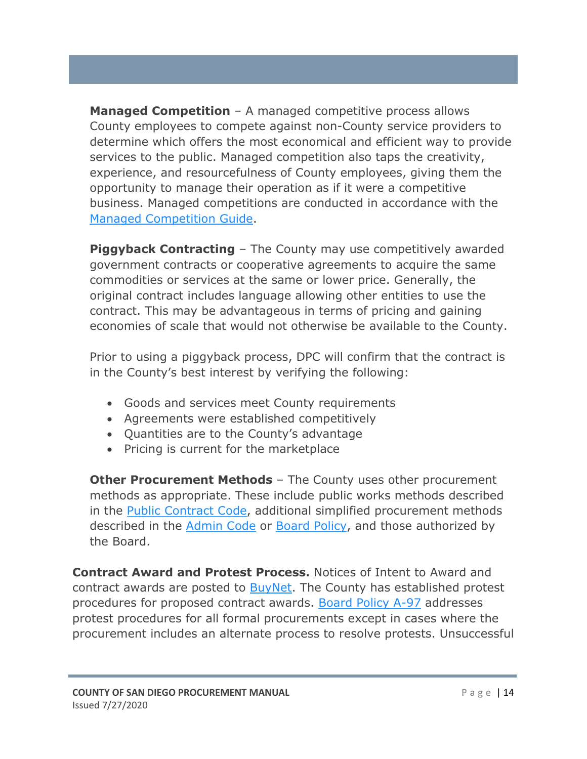**Managed Competition** – A managed competitive process allows County employees to compete against non-County service providers to determine which offers the most economical and efficient way to provide services to the public. Managed competition also taps the creativity, experience, and resourcefulness of County employees, giving them the opportunity to manage their operation as if it were a competitive business. Managed competitions are conducted in accordance with the Managed Competition Guide.

**Piggyback Contracting** – The County may use competitively awarded government contracts or cooperative agreements to acquire the same commodities or services at the same or lower price. Generally, the original contract includes language allowing other entities to use the contract. This may be advantageous in terms of pricing and gaining economies of scale that would not otherwise be available to the County.

Prior to using a piggyback process, DPC will confirm that the contract is in the County's best interest by verifying the following:

- Goods and services meet County requirements
- Agreements were established competitively
- Quantities are to the County's advantage
- Pricing is current for the marketplace

**Other Procurement Methods** – The County uses other procurement methods as appropriate. These include public works methods described in the Public Contract Code, additional simplified procurement methods described in the Admin Code or Board Policy, and those authorized by the Board.

**Contract Award and Protest Process.** Notices of Intent to Award and contract awards are posted to BuyNet. The County has established protest procedures for proposed contract awards. Board Policy A-97 addresses protest procedures for all formal procurements except in cases where the procurement includes an alternate process to resolve protests. Unsuccessful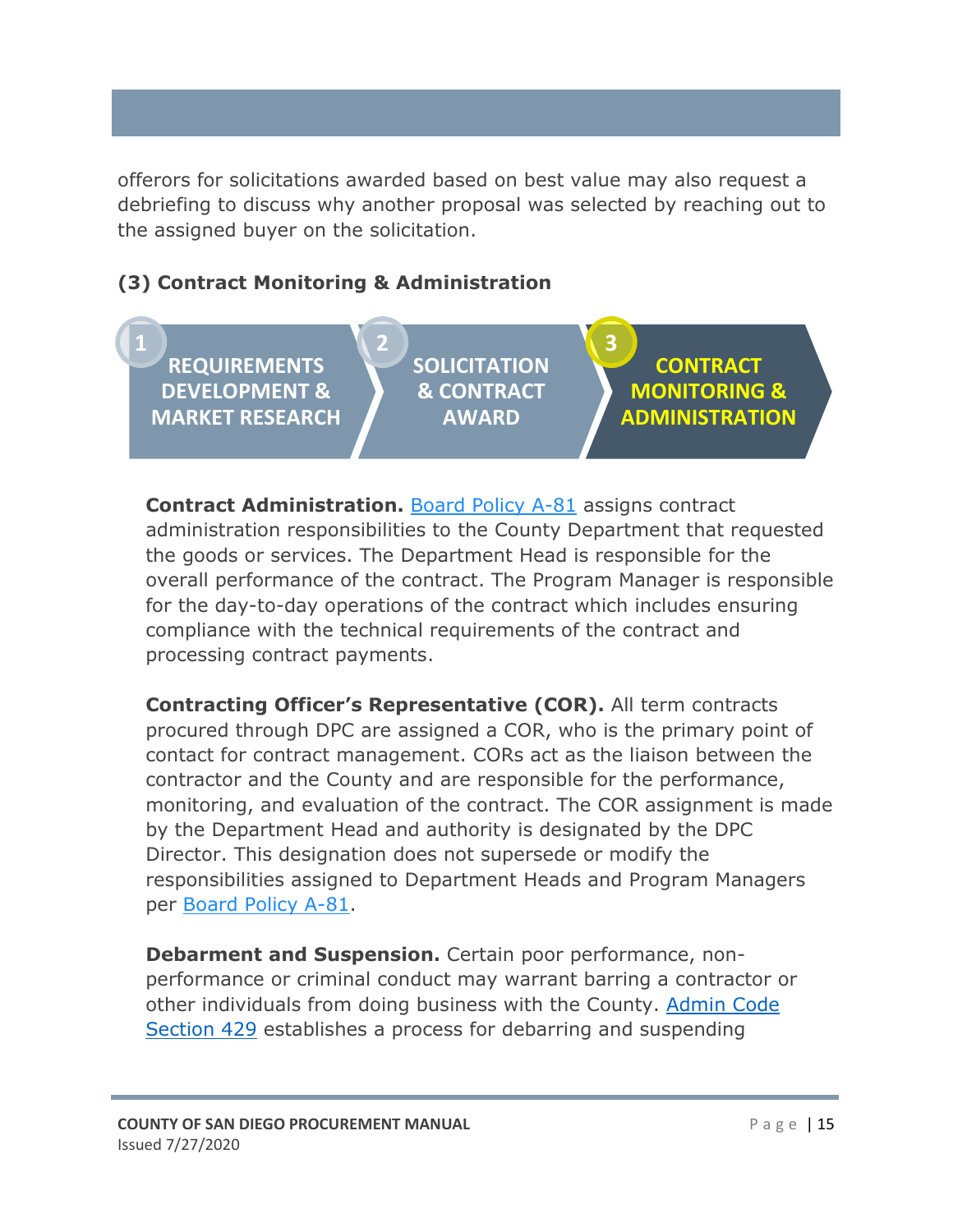offerors for solicitations awarded based on best value may also request a debriefing to discuss why another proposal was selected by reaching out to the assigned buyer on the solicitation.

### (3) Contract Monitoring & Administration

1 REQUIREMENTS DEVELOPMENT & MARKET RESEARCH → 2 SOLICITATION & CONTRACT AWARD → 3 **CONTRACT MONITORING & ADMINISTRATION**

**Contract Administration.** Board Policy A-81 assigns contract administration responsibilities to the County Department that requested the goods or services. The Department Head is responsible for the overall performance of the contract. The Program Manager is responsible for the day-to-day operations of the contract which includes ensuring compliance with the technical requirements of the contract and processing contract payments.

**Contracting Officer's Representative (COR).** All term contracts procured through DPC are assigned a COR, who is the primary point of contact for contract management. CORs act as the liaison between the contractor and the County and are responsible for the performance, monitoring, and evaluation of the contract. The COR assignment is made by the Department Head and authority is designated by the DPC Director. This designation does not supersede or modify the responsibilities assigned to Department Heads and Program Managers per Board Policy A-81.

**Debarment and Suspension.** Certain poor performance, non-performance or criminal conduct may warrant barring a contractor or other individuals from doing business with the County. Admin Code Section 429 establishes a process for debarring and suspending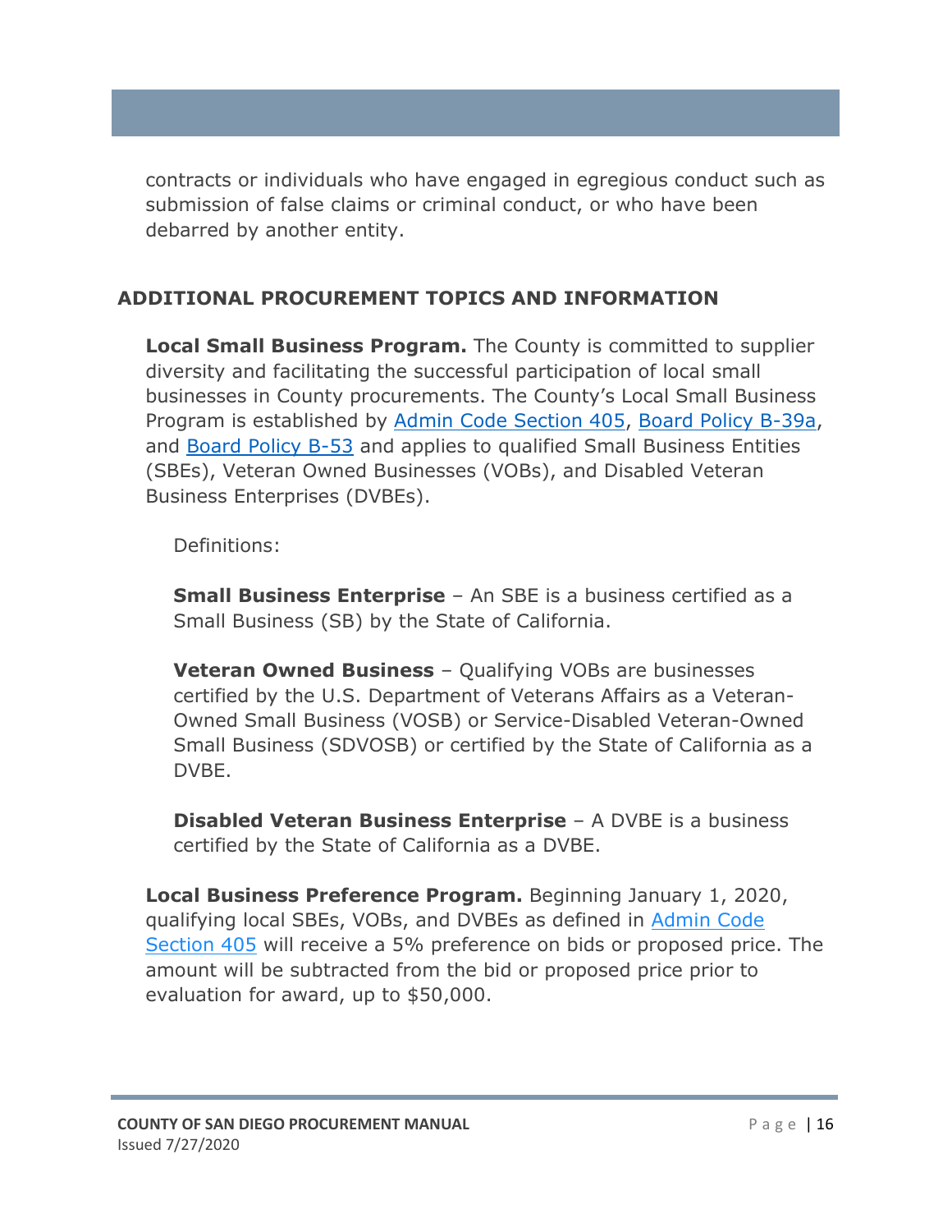contracts or individuals who have engaged in egregious conduct such as submission of false claims or criminal conduct, or who have been debarred by another entity.

## ADDITIONAL PROCUREMENT TOPICS AND INFORMATION

**Local Small Business Program.** The County is committed to supplier diversity and facilitating the successful participation of local small businesses in County procurements. The County's Local Small Business Program is established by Admin Code Section 405, Board Policy B-39a, and Board Policy B-53 and applies to qualified Small Business Entities (SBEs), Veteran Owned Businesses (VOBs), and Disabled Veteran Business Enterprises (DVBEs).

Definitions:

**Small Business Enterprise** – An SBE is a business certified as a Small Business (SB) by the State of California.

**Veteran Owned Business** – Qualifying VOBs are businesses certified by the U.S. Department of Veterans Affairs as a Veteran-Owned Small Business (VOSB) or Service-Disabled Veteran-Owned Small Business (SDVOSB) or certified by the State of California as a DVBE.

**Disabled Veteran Business Enterprise** – A DVBE is a business certified by the State of California as a DVBE.

**Local Business Preference Program.** Beginning January 1, 2020, qualifying local SBEs, VOBs, and DVBEs as defined in Admin Code Section 405 will receive a 5% preference on bids or proposed price. The amount will be subtracted from the bid or proposed price prior to evaluation for award, up to $50,000.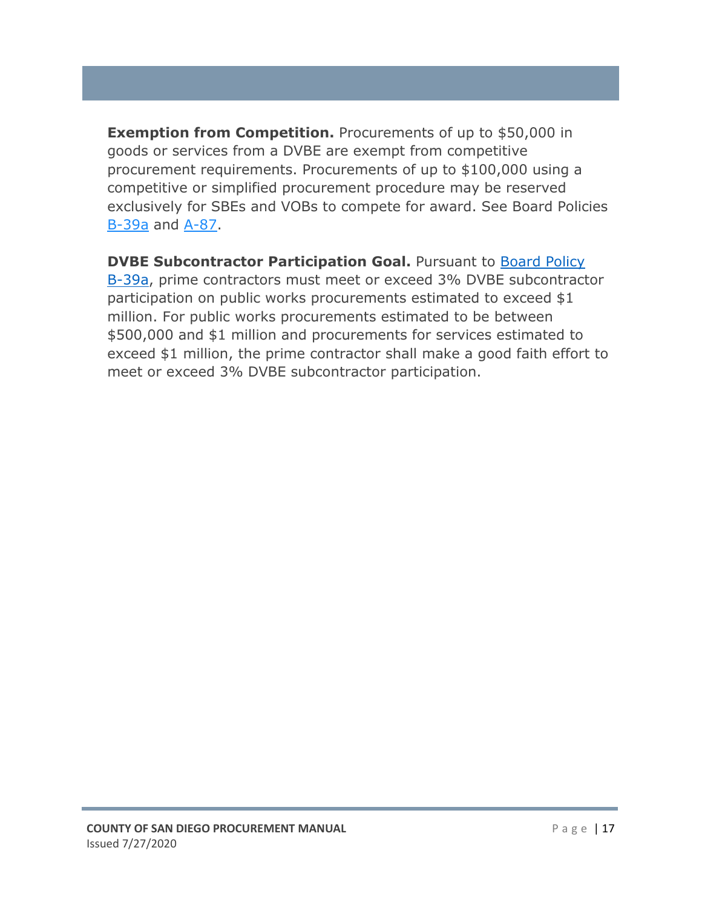**Exemption from Competition.** Procurements of up to $50,000 in goods or services from a DVBE are exempt from competitive procurement requirements. Procurements of up to $100,000 using a competitive or simplified procurement procedure may be reserved exclusively for SBEs and VOBs to compete for award. See Board Policies B-39a and A-87.

**DVBE Subcontractor Participation Goal.** Pursuant to Board Policy B-39a, prime contractors must meet or exceed 3% DVBE subcontractor participation on public works procurements estimated to exceed $1 million. For public works procurements estimated to be between $500,000 and $1 million and procurements for services estimated to exceed $1 million, the prime contractor shall make a good faith effort to meet or exceed 3% DVBE subcontractor participation.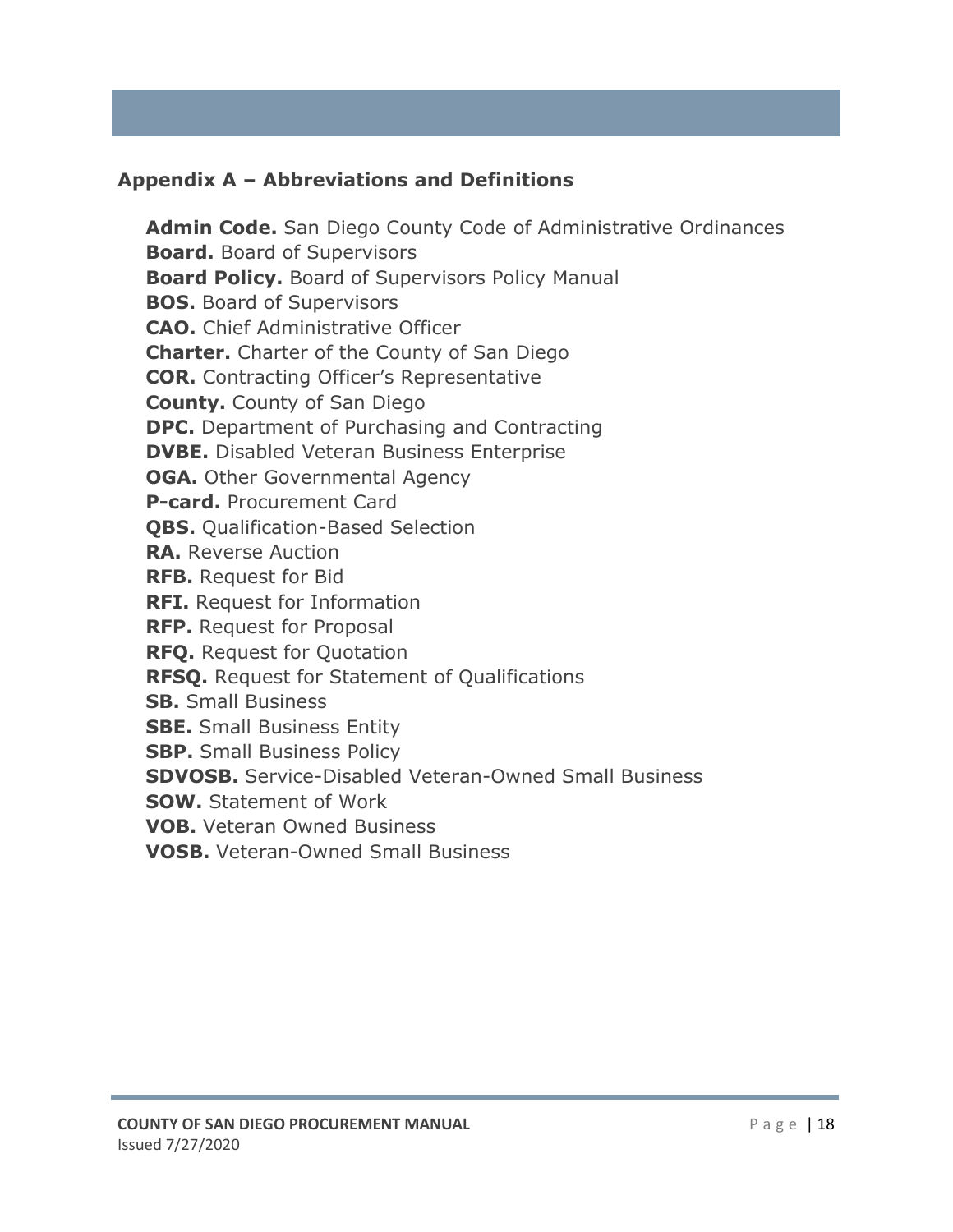## Appendix A – Abbreviations and Definitions

**Admin Code.** San Diego County Code of Administrative Ordinances
**Board.** Board of Supervisors
**Board Policy.** Board of Supervisors Policy Manual
**BOS.** Board of Supervisors
**CAO.** Chief Administrative Officer
**Charter.** Charter of the County of San Diego
**COR.** Contracting Officer's Representative
**County.** County of San Diego
**DPC.** Department of Purchasing and Contracting
**DVBE.** Disabled Veteran Business Enterprise
**OGA.** Other Governmental Agency
**P-card.** Procurement Card
**QBS.** Qualification-Based Selection
**RA.** Reverse Auction
**RFB.** Request for Bid
**RFI.** Request for Information
**RFP.** Request for Proposal
**RFQ.** Request for Quotation
**RFSQ.** Request for Statement of Qualifications
**SB.** Small Business
**SBE.** Small Business Entity
**SBP.** Small Business Policy
**SDVOSB.** Service-Disabled Veteran-Owned Small Business
**SOW.** Statement of Work
**VOB.** Veteran Owned Business
**VOSB.** Veteran-Owned Small Business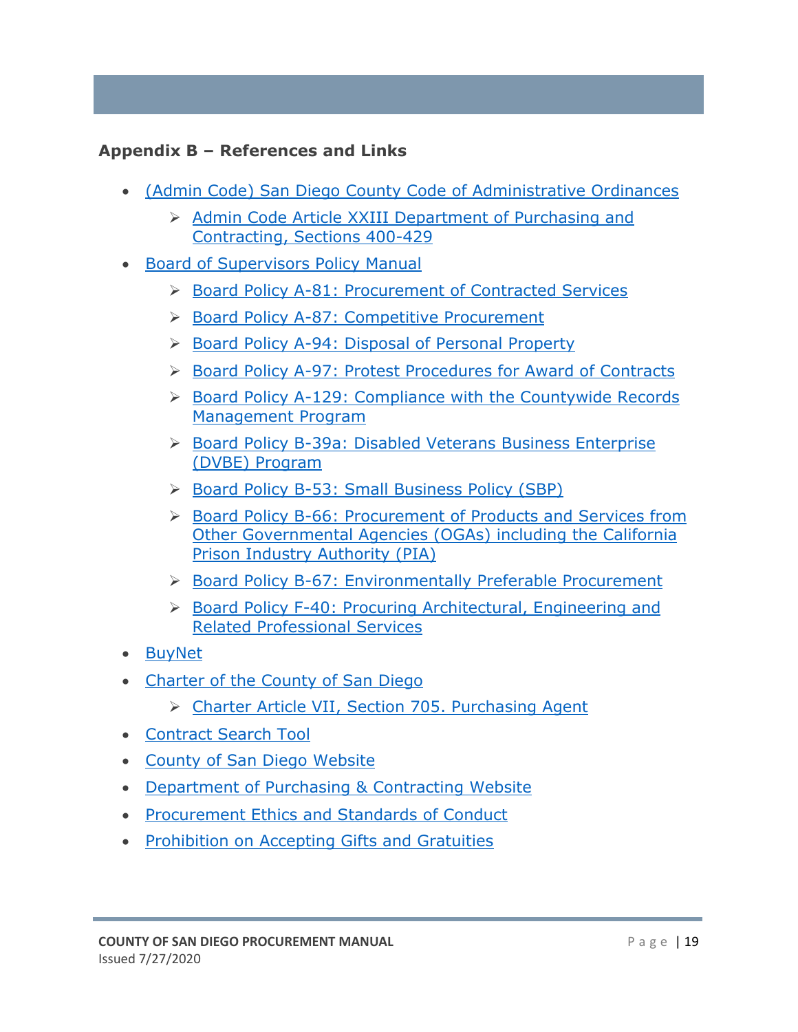## Appendix B – References and Links

- (Admin Code) San Diego County Code of Administrative Ordinances
  - Admin Code Article XXIII Department of Purchasing and Contracting, Sections 400-429
- Board of Supervisors Policy Manual
  - Board Policy A-81: Procurement of Contracted Services
  - Board Policy A-87: Competitive Procurement
  - Board Policy A-94: Disposal of Personal Property
  - Board Policy A-97: Protest Procedures for Award of Contracts
  - Board Policy A-129: Compliance with the Countywide Records Management Program
  - Board Policy B-39a: Disabled Veterans Business Enterprise (DVBE) Program
  - Board Policy B-53: Small Business Policy (SBP)
  - Board Policy B-66: Procurement of Products and Services from Other Governmental Agencies (OGAs) including the California Prison Industry Authority (PIA)
  - Board Policy B-67: Environmentally Preferable Procurement
  - Board Policy F-40: Procuring Architectural, Engineering and Related Professional Services
- BuyNet
- Charter of the County of San Diego
  - Charter Article VII, Section 705. Purchasing Agent
- Contract Search Tool
- County of San Diego Website
- Department of Purchasing & Contracting Website
- Procurement Ethics and Standards of Conduct
- Prohibition on Accepting Gifts and Gratuities